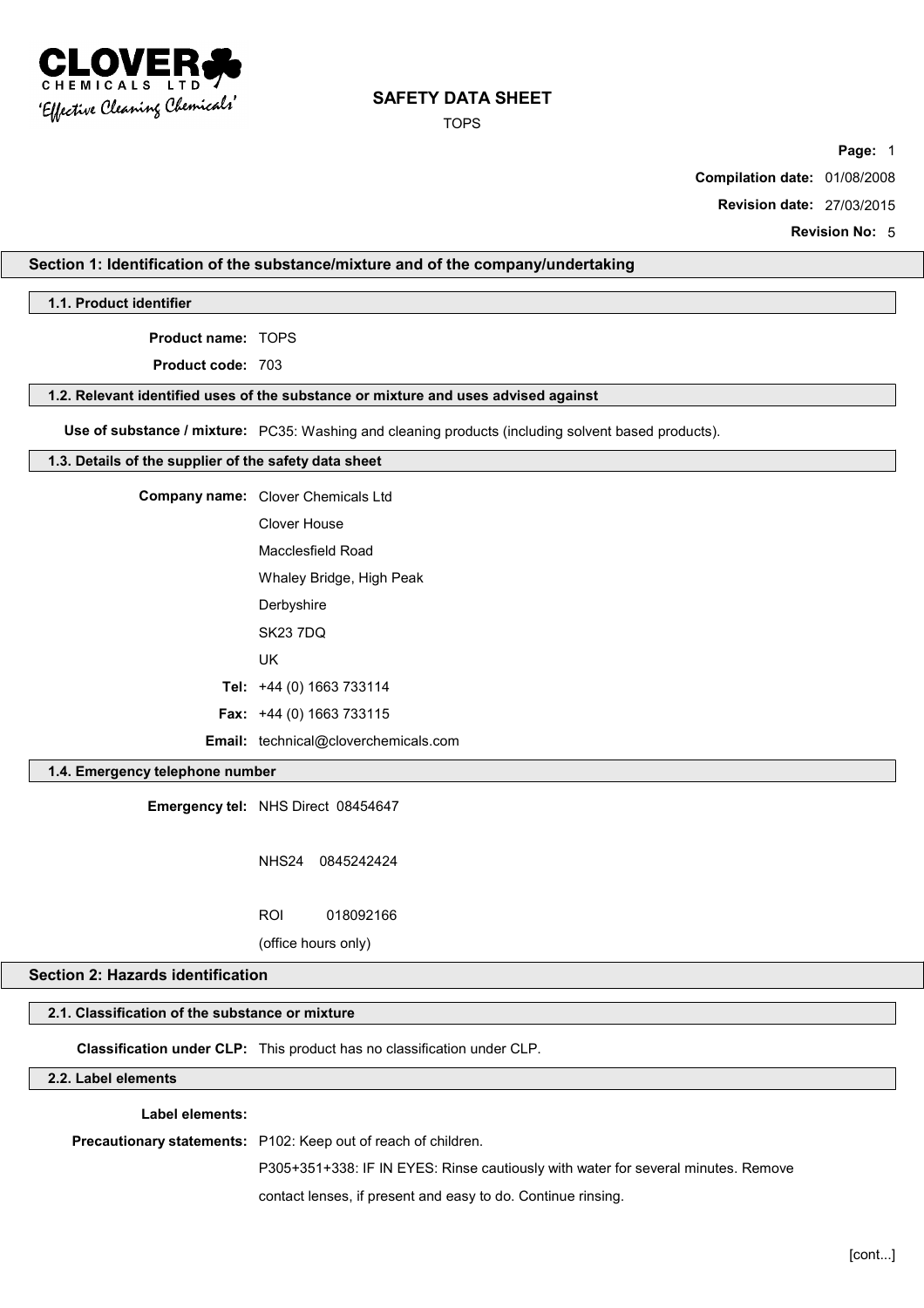CLOVER CHEMICALS LTD
'Effective Cleaning Chemicals'

# SAFETY DATA SHEET

TOPS

**Page:** 1

**Compilation date:** 01/08/2008

**Revision date:** 27/03/2015

**Revision No:** 5

## Section 1: Identification of the substance/mixture and of the company/undertaking

### 1.1. Product identifier

**Product name:** TOPS

**Product code:** 703

### 1.2. Relevant identified uses of the substance or mixture and uses advised against

**Use of substance / mixture:** PC35: Washing and cleaning products (including solvent based products).

### 1.3. Details of the supplier of the safety data sheet

**Company name:** Clover Chemicals Ltd
Clover House
Macclesfield Road
Whaley Bridge, High Peak
Derbyshire
SK23 7DQ
UK

**Tel:** +44 (0) 1663 733114

**Fax:** +44 (0) 1663 733115

**Email:** technical@cloverchemicals.com

### 1.4. Emergency telephone number

**Emergency tel:** NHS Direct 08454647

NHS24 0845242424

ROI 018092166

(office hours only)

## Section 2: Hazards identification

### 2.1. Classification of the substance or mixture

**Classification under CLP:** This product has no classification under CLP.

### 2.2. Label elements

**Label elements:**

**Precautionary statements:** P102: Keep out of reach of children.

P305+351+338: IF IN EYES: Rinse cautiously with water for several minutes. Remove contact lenses, if present and easy to do. Continue rinsing.

[cont...]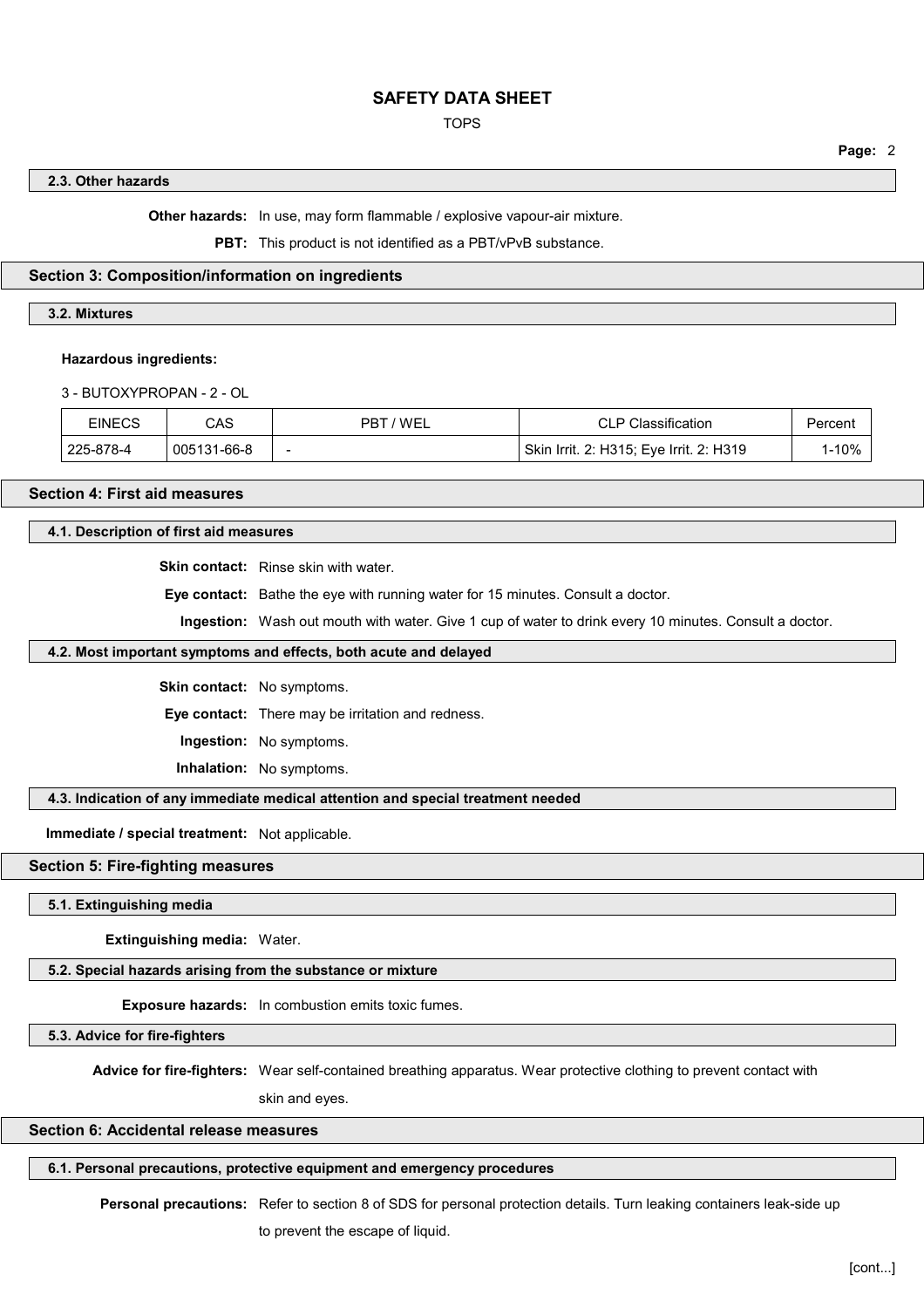### 2.3. Other hazards

**Other hazards:** In use, may form flammable / explosive vapour-air mixture.

**PBT:** This product is not identified as a PBT/vPvB substance.

## Section 3: Composition/information on ingredients

### 3.2. Mixtures

**Hazardous ingredients:**

3 - BUTOXYPROPAN - 2 - OL

| EINECS | CAS | PBT / WEL | CLP Classification | Percent |
|---|---|---|---|---|
| 225-878-4 | 005131-66-8 | - | Skin Irrit. 2: H315; Eye Irrit. 2: H319 | 1-10% |

## Section 4: First aid measures

### 4.1. Description of first aid measures

**Skin contact:** Rinse skin with water.

**Eye contact:** Bathe the eye with running water for 15 minutes. Consult a doctor.

**Ingestion:** Wash out mouth with water. Give 1 cup of water to drink every 10 minutes. Consult a doctor.

### 4.2. Most important symptoms and effects, both acute and delayed

**Skin contact:** No symptoms.

**Eye contact:** There may be irritation and redness.

**Ingestion:** No symptoms.

**Inhalation:** No symptoms.

### 4.3. Indication of any immediate medical attention and special treatment needed

**Immediate / special treatment:** Not applicable.

## Section 5: Fire-fighting measures

### 5.1. Extinguishing media

**Extinguishing media:** Water.

### 5.2. Special hazards arising from the substance or mixture

**Exposure hazards:** In combustion emits toxic fumes.

### 5.3. Advice for fire-fighters

**Advice for fire-fighters:** Wear self-contained breathing apparatus. Wear protective clothing to prevent contact with skin and eyes.

## Section 6: Accidental release measures

### 6.1. Personal precautions, protective equipment and emergency procedures

**Personal precautions:** Refer to section 8 of SDS for personal protection details. Turn leaking containers leak-side up to prevent the escape of liquid.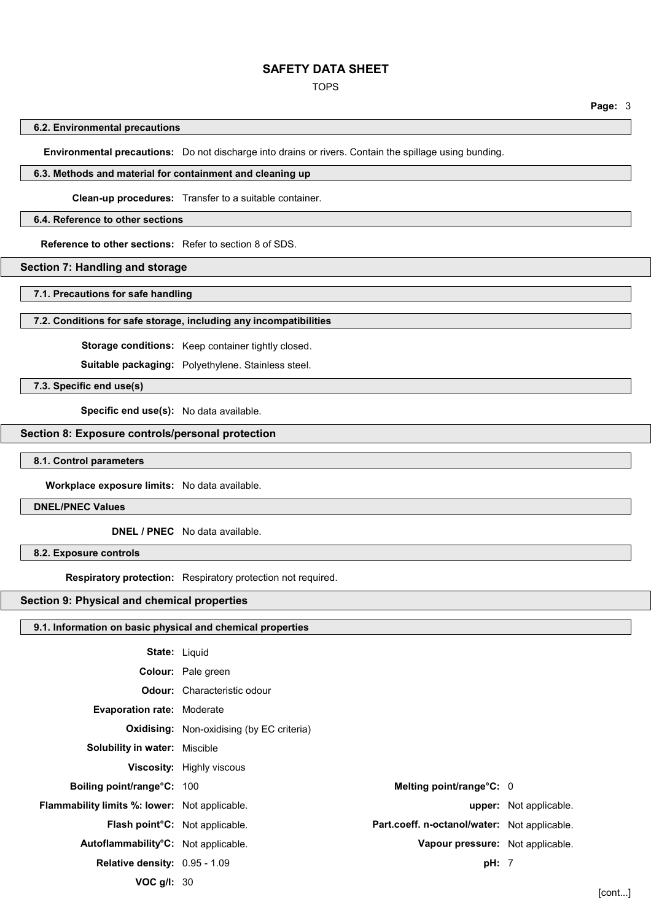#### 6.2. Environmental precautions

**Environmental precautions:** Do not discharge into drains or rivers. Contain the spillage using bunding.

#### 6.3. Methods and material for containment and cleaning up

**Clean-up procedures:** Transfer to a suitable container.

#### 6.4. Reference to other sections

**Reference to other sections:** Refer to section 8 of SDS.

## Section 7: Handling and storage

#### 7.1. Precautions for safe handling

#### 7.2. Conditions for safe storage, including any incompatibilities

**Storage conditions:** Keep container tightly closed.

**Suitable packaging:** Polyethylene. Stainless steel.

#### 7.3. Specific end use(s)

**Specific end use(s):** No data available.

## Section 8: Exposure controls/personal protection

#### 8.1. Control parameters

**Workplace exposure limits:** No data available.

#### DNEL/PNEC Values

**DNEL / PNEC** No data available.

#### 8.2. Exposure controls

**Respiratory protection:** Respiratory protection not required.

## Section 9: Physical and chemical properties

#### 9.1. Information on basic physical and chemical properties

**State:** Liquid

**Colour:** Pale green

**Odour:** Characteristic odour

**Evaporation rate:** Moderate

**Oxidising:** Non-oxidising (by EC criteria)

**Solubility in water:** Miscible

**Viscosity:** Highly viscous

**Boiling point/range°C:** 100

**Melting point/range°C:** 0

**Flammability limits %: lower:** Not applicable.

**upper:** Not applicable.

**Flash point°C:** Not applicable.

**Part.coeff. n-octanol/water:** Not applicable.

**Autoflammability°C:** Not applicable.

**Vapour pressure:** Not applicable.

**Relative density:** 0.95 - 1.09

**pH:** 7

**VOC g/l:** 30

[cont...]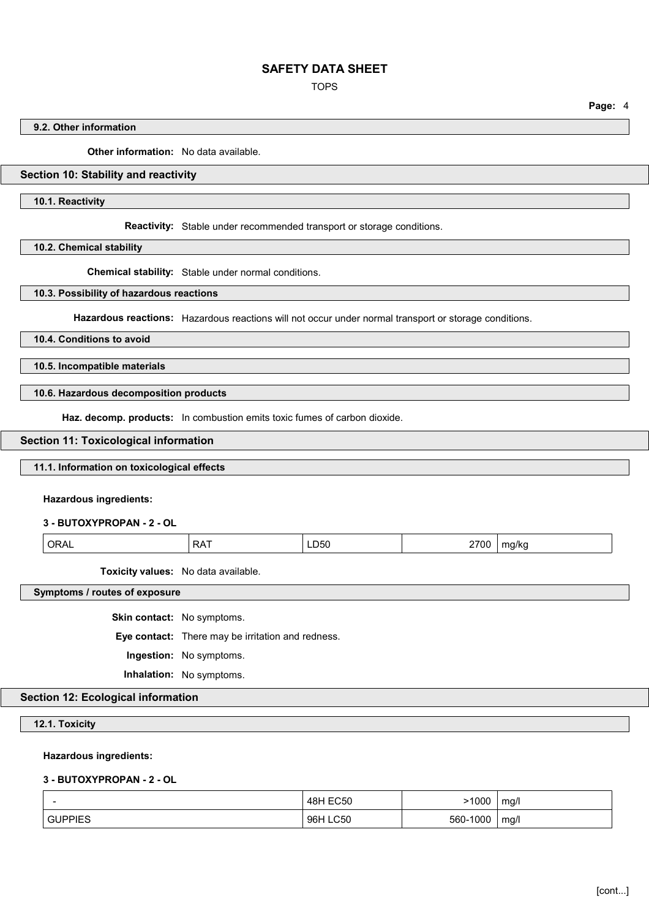### 9.2. Other information

**Other information:** No data available.

## Section 10: Stability and reactivity

### 10.1. Reactivity

**Reactivity:** Stable under recommended transport or storage conditions.

### 10.2. Chemical stability

**Chemical stability:** Stable under normal conditions.

### 10.3. Possibility of hazardous reactions

**Hazardous reactions:** Hazardous reactions will not occur under normal transport or storage conditions.

### 10.4. Conditions to avoid

### 10.5. Incompatible materials

### 10.6. Hazardous decomposition products

**Haz. decomp. products:** In combustion emits toxic fumes of carbon dioxide.

## Section 11: Toxicological information

### 11.1. Information on toxicological effects

**Hazardous ingredients:**

**3 - BUTOXYPROPAN - 2 - OL**

| | | | | |
|---|---|---|---|---|
| ORAL | RAT | LD50 | 2700 | mg/kg |

**Toxicity values:** No data available.

### Symptoms / routes of exposure

**Skin contact:** No symptoms.

**Eye contact:** There may be irritation and redness.

**Ingestion:** No symptoms.

**Inhalation:** No symptoms.

## Section 12: Ecological information

### 12.1. Toxicity

**Hazardous ingredients:**

**3 - BUTOXYPROPAN - 2 - OL**

| | | | |
|---|---|---|---|
| - | 48H EC50 | >1000 | mg/l |
| GUPPIES | 96H LC50 | 560-1000 | mg/l |

[cont...]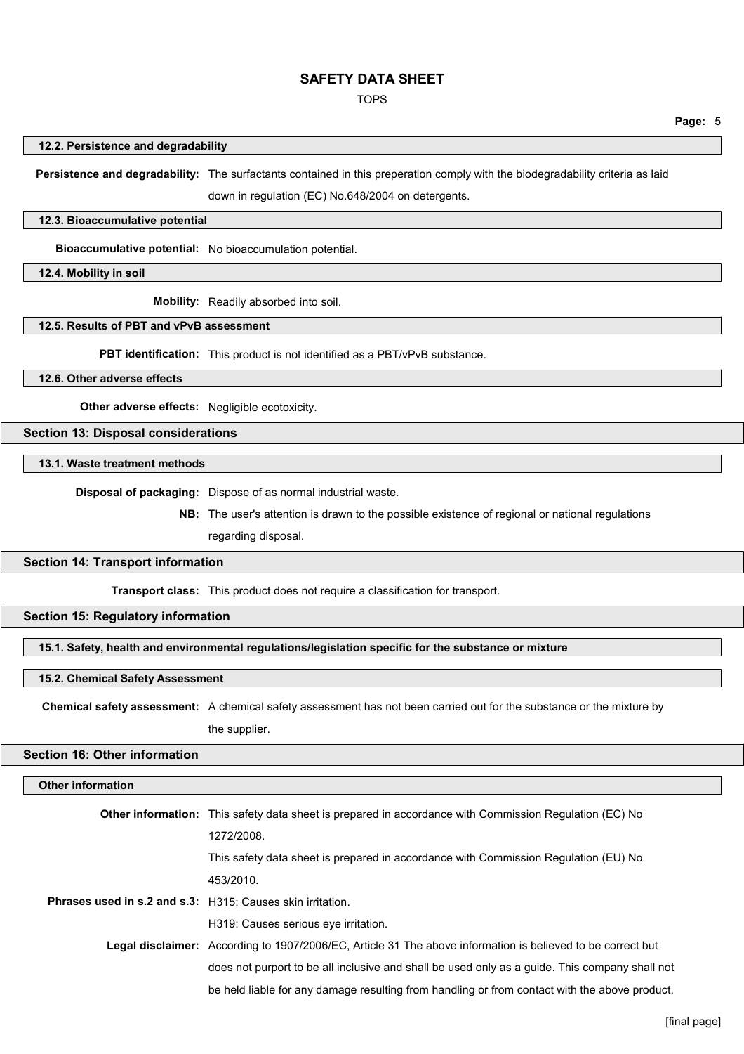#### 12.2. Persistence and degradability

**Persistence and degradability:** The surfactants contained in this preperation comply with the biodegradability criteria as laid down in regulation (EC) No.648/2004 on detergents.

#### 12.3. Bioaccumulative potential

**Bioaccumulative potential:** No bioaccumulation potential.

#### 12.4. Mobility in soil

**Mobility:** Readily absorbed into soil.

#### 12.5. Results of PBT and vPvB assessment

**PBT identification:** This product is not identified as a PBT/vPvB substance.

#### 12.6. Other adverse effects

**Other adverse effects:** Negligible ecotoxicity.

### Section 13: Disposal considerations

#### 13.1. Waste treatment methods

**Disposal of packaging:** Dispose of as normal industrial waste.

**NB:** The user's attention is drawn to the possible existence of regional or national regulations regarding disposal.

### Section 14: Transport information

**Transport class:** This product does not require a classification for transport.

### Section 15: Regulatory information

#### 15.1. Safety, health and environmental regulations/legislation specific for the substance or mixture

#### 15.2. Chemical Safety Assessment

**Chemical safety assessment:** A chemical safety assessment has not been carried out for the substance or the mixture by the supplier.

### Section 16: Other information

#### Other information

**Other information:** This safety data sheet is prepared in accordance with Commission Regulation (EC) No 1272/2008.

This safety data sheet is prepared in accordance with Commission Regulation (EU) No 453/2010.

**Phrases used in s.2 and s.3:** H315: Causes skin irritation.

H319: Causes serious eye irritation.

**Legal disclaimer:** According to 1907/2006/EC, Article 31 The above information is believed to be correct but does not purport to be all inclusive and shall be used only as a guide. This company shall not be held liable for any damage resulting from handling or from contact with the above product.

[final page]